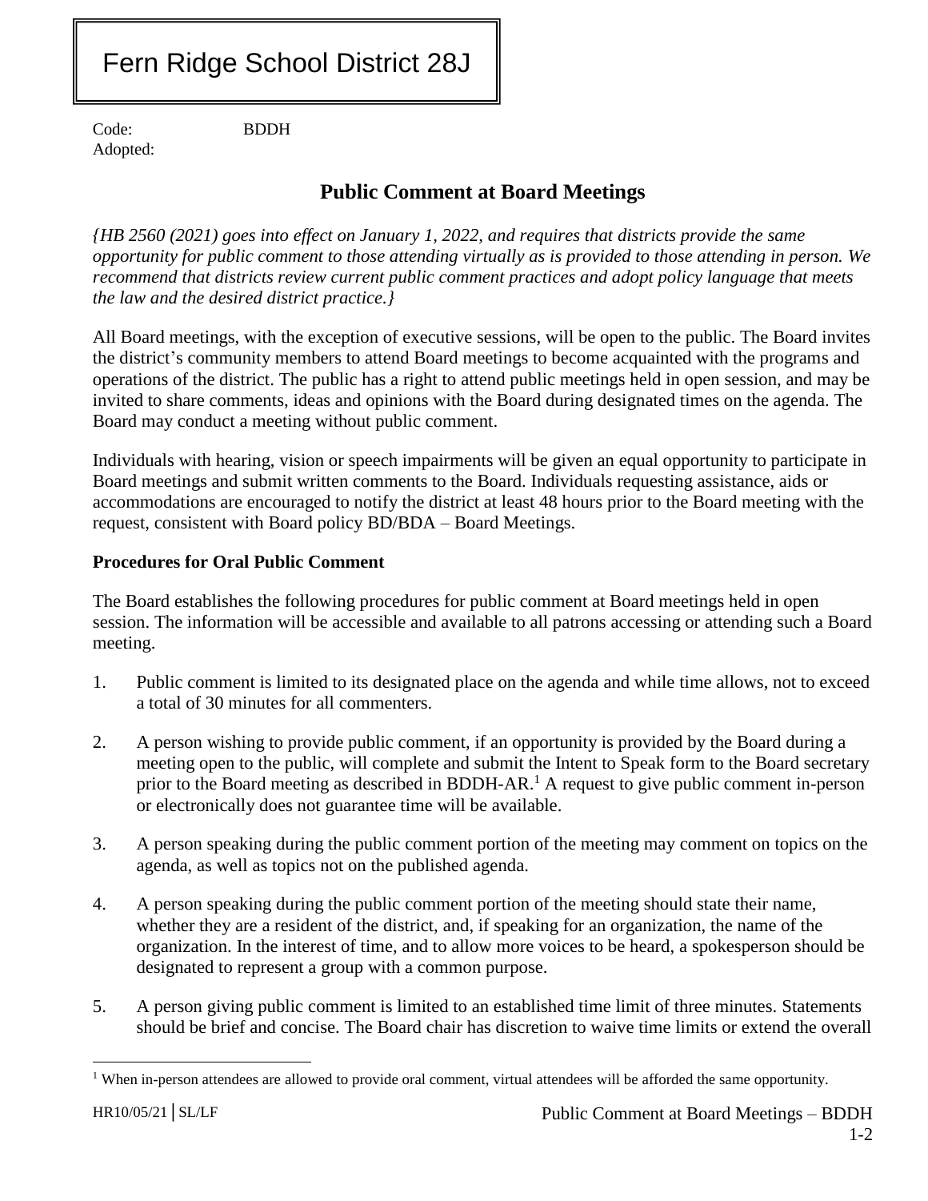# Fern Ridge School District 28J

Code: BDDH
Adopted:

## Public Comment at Board Meetings

*{HB 2560 (2021) goes into effect on January 1, 2022, and requires that districts provide the same opportunity for public comment to those attending virtually as is provided to those attending in person. We recommend that districts review current public comment practices and adopt policy language that meets the law and the desired district practice.}*

All Board meetings, with the exception of executive sessions, will be open to the public. The Board invites the district's community members to attend Board meetings to become acquainted with the programs and operations of the district. The public has a right to attend public meetings held in open session, and may be invited to share comments, ideas and opinions with the Board during designated times on the agenda. The Board may conduct a meeting without public comment.

Individuals with hearing, vision or speech impairments will be given an equal opportunity to participate in Board meetings and submit written comments to the Board. Individuals requesting assistance, aids or accommodations are encouraged to notify the district at least 48 hours prior to the Board meeting with the request, consistent with Board policy BD/BDA – Board Meetings.

### Procedures for Oral Public Comment

The Board establishes the following procedures for public comment at Board meetings held in open session. The information will be accessible and available to all patrons accessing or attending such a Board meeting.

1. Public comment is limited to its designated place on the agenda and while time allows, not to exceed a total of 30 minutes for all commenters.

2. A person wishing to provide public comment, if an opportunity is provided by the Board during a meeting open to the public, will complete and submit the Intent to Speak form to the Board secretary prior to the Board meeting as described in BDDH-AR.[1] A request to give public comment in-person or electronically does not guarantee time will be available.

3. A person speaking during the public comment portion of the meeting may comment on topics on the agenda, as well as topics not on the published agenda.

4. A person speaking during the public comment portion of the meeting should state their name, whether they are a resident of the district, and, if speaking for an organization, the name of the organization. In the interest of time, and to allow more voices to be heard, a spokesperson should be designated to represent a group with a common purpose.

5. A person giving public comment is limited to an established time limit of three minutes. Statements should be brief and concise. The Board chair has discretion to waive time limits or extend the overall

[1] When in-person attendees are allowed to provide oral comment, virtual attendees will be afforded the same opportunity.

HR10/05/21│SL/LF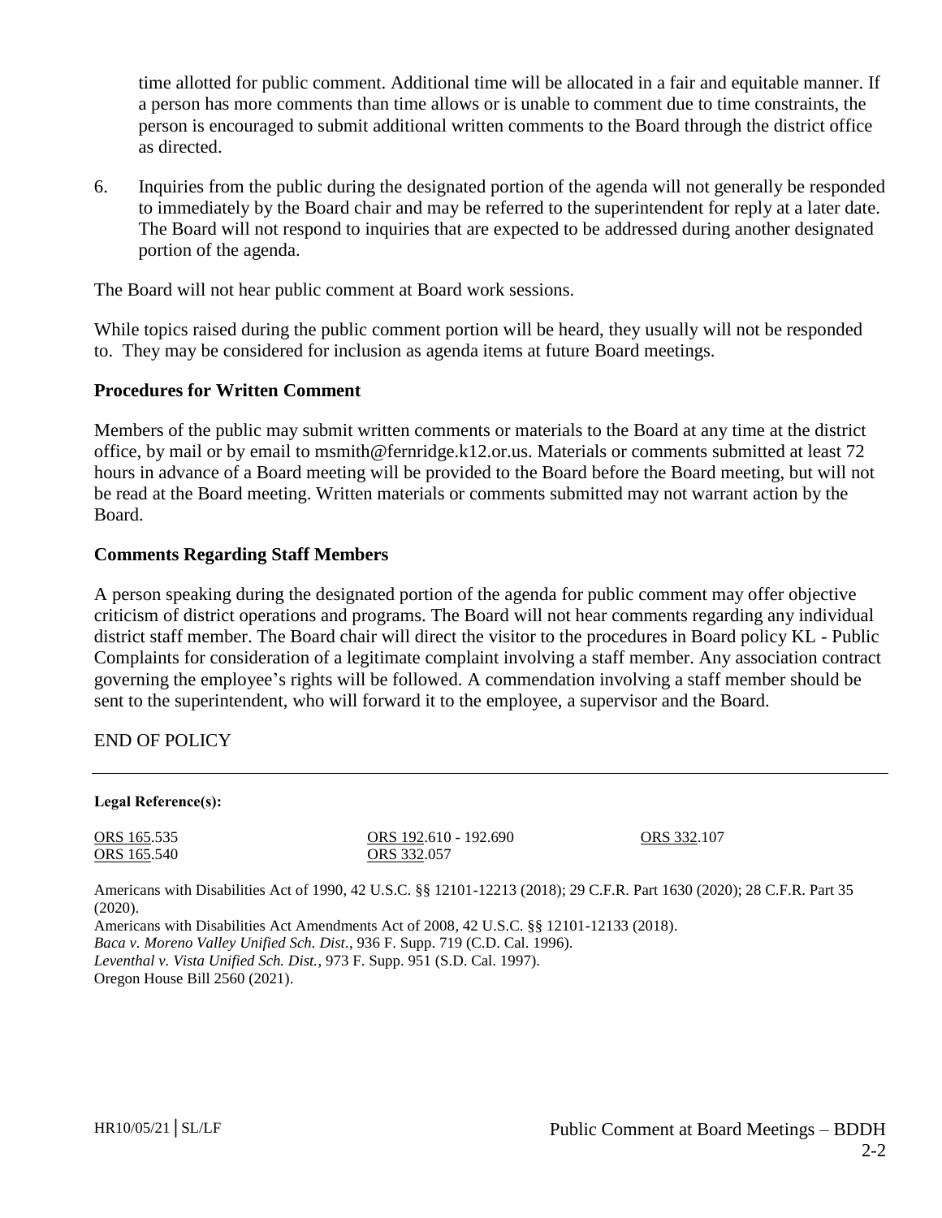time allotted for public comment. Additional time will be allocated in a fair and equitable manner. If a person has more comments than time allows or is unable to comment due to time constraints, the person is encouraged to submit additional written comments to the Board through the district office as directed.

6. Inquiries from the public during the designated portion of the agenda will not generally be responded to immediately by the Board chair and may be referred to the superintendent for reply at a later date. The Board will not respond to inquiries that are expected to be addressed during another designated portion of the agenda.

The Board will not hear public comment at Board work sessions.

While topics raised during the public comment portion will be heard, they usually will not be responded to. They may be considered for inclusion as agenda items at future Board meetings.

**Procedures for Written Comment**

Members of the public may submit written comments or materials to the Board at any time at the district office, by mail or by email to msmith@fernridge.k12.or.us. Materials or comments submitted at least 72 hours in advance of a Board meeting will be provided to the Board before the Board meeting, but will not be read at the Board meeting. Written materials or comments submitted may not warrant action by the Board.

**Comments Regarding Staff Members**

A person speaking during the designated portion of the agenda for public comment may offer objective criticism of district operations and programs. The Board will not hear comments regarding any individual district staff member. The Board chair will direct the visitor to the procedures in Board policy KL - Public Complaints for consideration of a legitimate complaint involving a staff member. Any association contract governing the employee's rights will be followed. A commendation involving a staff member should be sent to the superintendent, who will forward it to the employee, a supervisor and the Board.

END OF POLICY

---

**Legal Reference(s):**

ORS 165.535
ORS 165.540
ORS 192.610 - 192.690
ORS 332.057
ORS 332.107

Americans with Disabilities Act of 1990, 42 U.S.C. §§ 12101-12213 (2018); 29 C.F.R. Part 1630 (2020); 28 C.F.R. Part 35 (2020).
Americans with Disabilities Act Amendments Act of 2008, 42 U.S.C. §§ 12101-12133 (2018).
*Baca v. Moreno Valley Unified Sch. Dist.*, 936 F. Supp. 719 (C.D. Cal. 1996).
*Leventhal v. Vista Unified Sch. Dist.*, 973 F. Supp. 951 (S.D. Cal. 1997).
Oregon House Bill 2560 (2021).